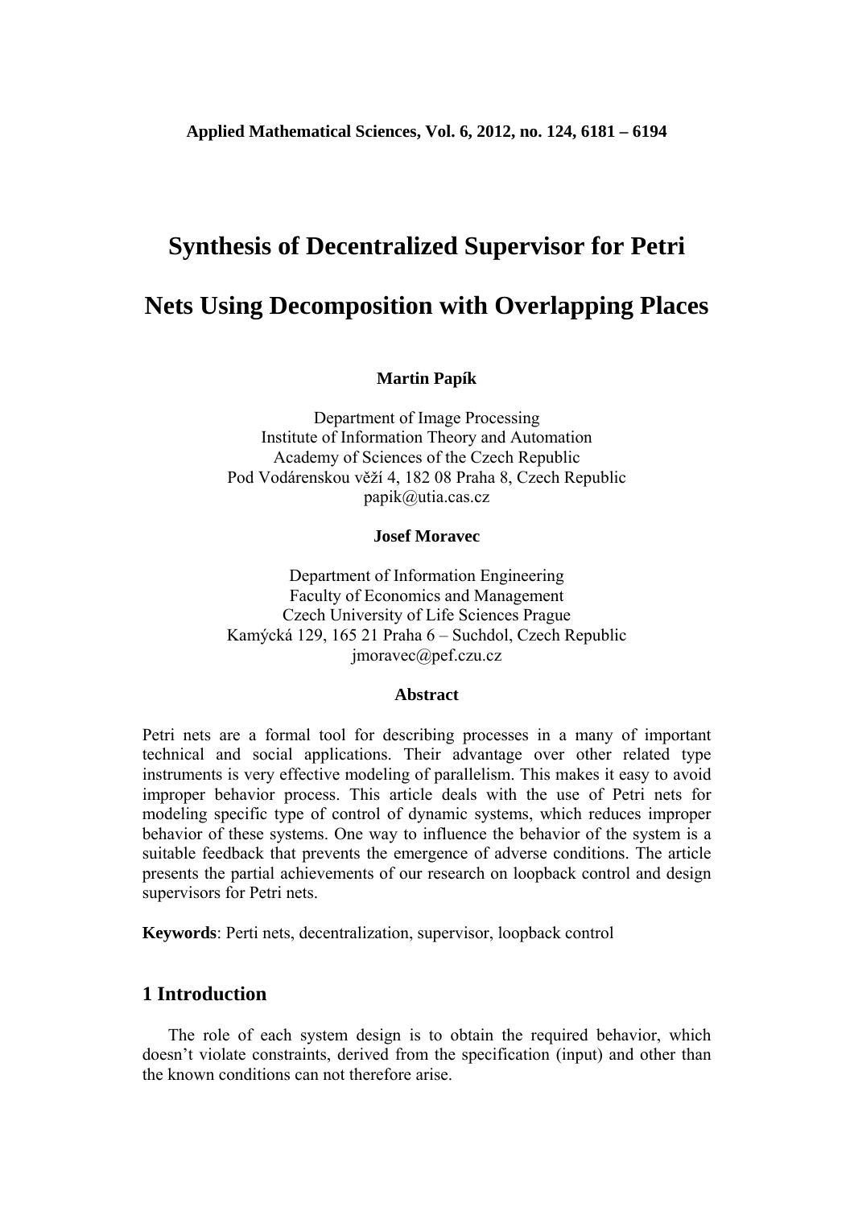# Synthesis of Decentralized Supervisor for Petri Nets Using Decomposition with Overlapping Places

**Martin Papík**

Department of Image Processing
Institute of Information Theory and Automation
Academy of Sciences of the Czech Republic
Pod Vodárenskou věží 4, 182 08 Praha 8, Czech Republic
papik@utia.cas.cz

**Josef Moravec**

Department of Information Engineering
Faculty of Economics and Management
Czech University of Life Sciences Prague
Kamýcká 129, 165 21 Praha 6 – Suchdol, Czech Republic
jmoravec@pef.czu.cz

**Abstract**

Petri nets are a formal tool for describing processes in a many of important technical and social applications. Their advantage over other related type instruments is very effective modeling of parallelism. This makes it easy to avoid improper behavior process. This article deals with the use of Petri nets for modeling specific type of control of dynamic systems, which reduces improper behavior of these systems. One way to influence the behavior of the system is a suitable feedback that prevents the emergence of adverse conditions. The article presents the partial achievements of our research on loopback control and design supervisors for Petri nets.

**Keywords**: Perti nets, decentralization, supervisor, loopback control

## 1 Introduction

The role of each system design is to obtain the required behavior, which doesn't violate constraints, derived from the specification (input) and other than the known conditions can not therefore arise.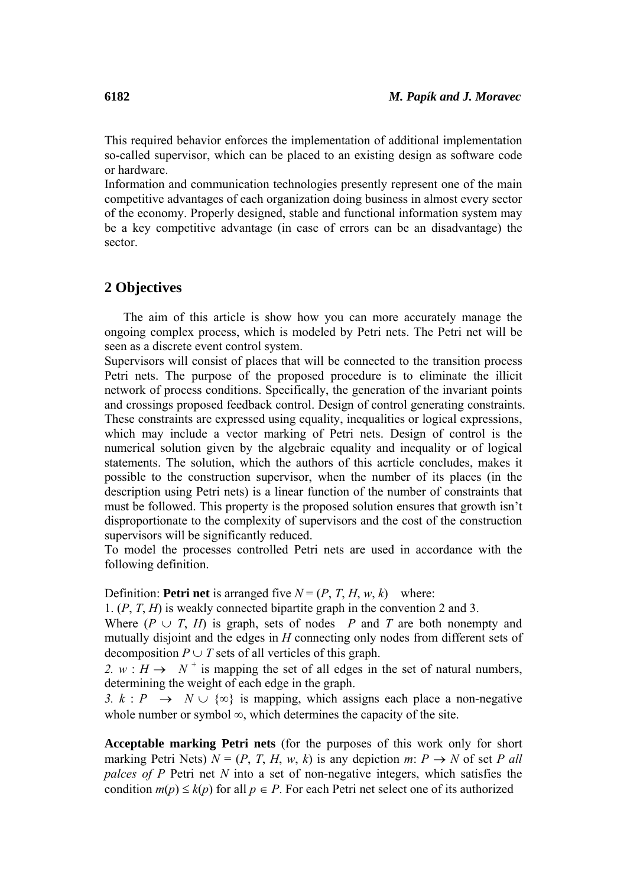This required behavior enforces the implementation of additional implementation so-called supervisor, which can be placed to an existing design as software code or hardware.
Information and communication technologies presently represent one of the main competitive advantages of each organization doing business in almost every sector of the economy. Properly designed, stable and functional information system may be a key competitive advantage (in case of errors can be an disadvantage) the sector.

## 2 Objectives

The aim of this article is show how you can more accurately manage the ongoing complex process, which is modeled by Petri nets. The Petri net will be seen as a discrete event control system.
Supervisors will consist of places that will be connected to the transition process Petri nets. The purpose of the proposed procedure is to eliminate the illicit network of process conditions. Specifically, the generation of the invariant points and crossings proposed feedback control. Design of control generating constraints. These constraints are expressed using equality, inequalities or logical expressions, which may include a vector marking of Petri nets. Design of control is the numerical solution given by the algebraic equality and inequality or of logical statements. The solution, which the authors of this acrticle concludes, makes it possible to the construction supervisor, when the number of its places (in the description using Petri nets) is a linear function of the number of constraints that must be followed. This property is the proposed solution ensures that growth isn't disproportionate to the complexity of supervisors and the cost of the construction supervisors will be significantly reduced.
To model the processes controlled Petri nets are used in accordance with the following definition.

Definition: **Petri net** is arranged five $N = (P, T, H, w, k)$ where:
1. $(P, T, H)$ is weakly connected bipartite graph in the convention 2 and 3.
Where $(P \cup T, H)$ is graph, sets of nodes $P$ and $T$ are both nonempty and mutually disjoint and the edges in $H$ connecting only nodes from different sets of decomposition $P \cup T$ sets of all verticles of this graph.
*2.* $w : H \to N^+$ is mapping the set of all edges in the set of natural numbers, determining the weight of each edge in the graph.
*3.* $k : P \to N \cup \{\infty\}$ is mapping, which assigns each place a non-negative whole number or symbol $\infty$, which determines the capacity of the site.

**Acceptable marking Petri nets** (for the purposes of this work only for short marking Petri Nets) $N = (P, T, H, w, k)$ is any depiction $m: P \to N$ of set *P all palces of P* Petri net $N$ into a set of non-negative integers, which satisfies the condition $m(p) \leq k(p)$ for all $p \in P$. For each Petri net select one of its authorized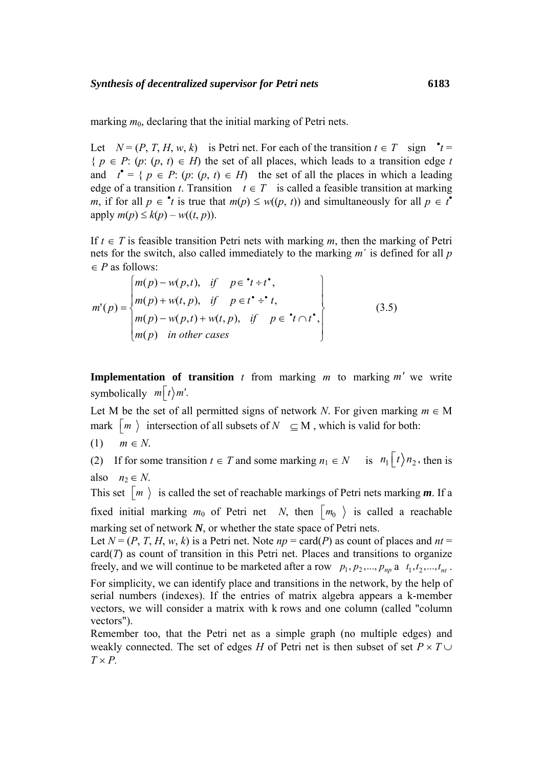marking $m_0$, declaring that the initial marking of Petri nets.

Let $N = (P, T, H, w, k)$ is Petri net. For each of the transition $t \in T$ sign ${}^\bullet t = \{ p \in P$: ($p$: $(p, t) \in H$) the set of all places, which leads to a transition edge $t$ and $t^\bullet = \{ p \in P$: ($p$: $(p, t) \in H$) the set of all the places in which a leading edge of a transition $t$. Transition $t \in T$ is called a feasible transition at marking $m$, if for all $p \in {}^\bullet t$ is true that $m(p) \leq w((p, t))$ and simultaneously for all $p \in t^\bullet$ apply $m(p) \leq k(p) - w((t, p))$.

If $t \in T$ is feasible transition Petri nets with marking $m$, then the marking of Petri nets for the switch, also called immediately to the marking $m'$ is defined for all $p \in P$ as follows:

$$m'(p) = \begin{Bmatrix} m(p) - w(p,t), & if \quad p \in {}^\bullet t \div t^\bullet, \\ m(p) + w(t,p), & if \quad p \in t^\bullet \div {}^\bullet t, \\ m(p) - w(p,t) + w(t,p), & if \quad p \in {}^\bullet t \cap t^\bullet, \\ m(p) \quad in\ other\ cases & \end{Bmatrix} \tag{3.5}$$

**Implementation of transition** $t$ from marking $m$ to marking $m'$ we write symbolically $m[t\rangle m'$.

Let M be the set of all permitted signs of network $N$. For given marking $m \in$ M mark $[m\ \rangle$ intersection of all subsets of $N \subseteq$ M , which is valid for both:

(1) $m \in N$.

(2) If for some transition $t \in T$ and some marking $n_1 \in N$ is $n_1[t\rangle n_2$, then is also $n_2 \in N$.

This set $[m\ \rangle$ is called the set of reachable markings of Petri nets marking $\boldsymbol{m}$. If a fixed initial marking $m_0$ of Petri net $N$, then $[m_0\ \rangle$ is called a reachable marking set of network $\boldsymbol{N}$, or whether the state space of Petri nets.

Let $N = (P, T, H, w, k)$ is a Petri net. Note $np = \text{card}(P)$ as count of places and $nt = \text{card}(T)$ as count of transition in this Petri net. Places and transitions to organize freely, and we will continue to be marketed after a row $p_1, p_2, ..., p_{np}$ a $t_1, t_2, ..., t_{nt}$.

For simplicity, we can identify place and transitions in the network, by the help of serial numbers (indexes). If the entries of matrix algebra appears a k-member vectors, we will consider a matrix with k rows and one column (called "column vectors").

Remember too, that the Petri net as a simple graph (no multiple edges) and weakly connected. The set of edges $H$ of Petri net is then subset of set $P \times T \cup T \times P$.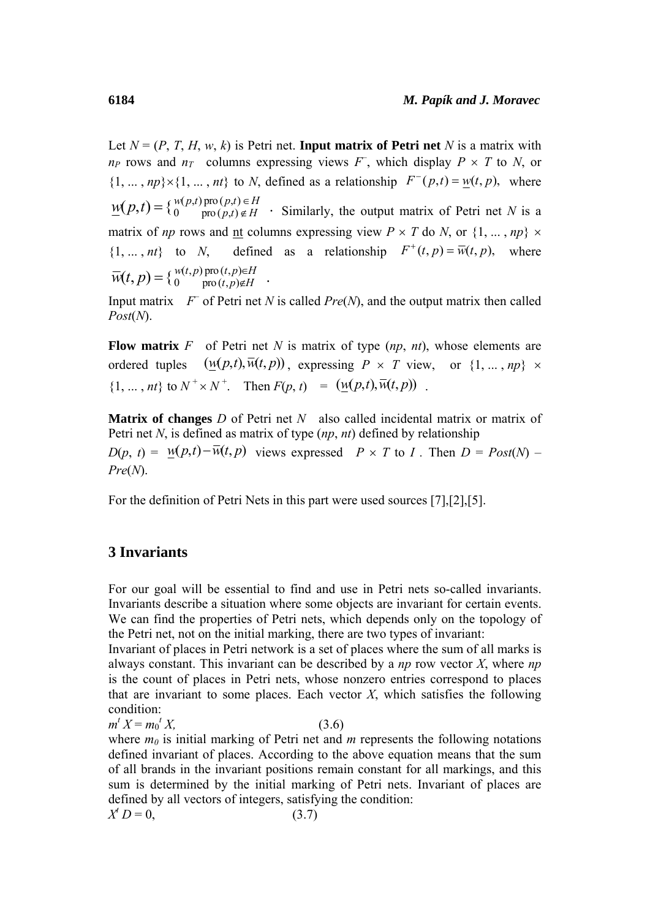Let $N = (P, T, H, w, k)$ is Petri net. **Input matrix of Petri net** $N$ is a matrix with $n_P$ rows and $n_T$ columns expressing views $F^-$, which display $P \times T$ to $N$, or $\{1, ... , np\}\times\{1, ... , nt\}$ to $N$, defined as a relationship $F^-(p,t) = \underline{w}(t, p)$, where $\underline{w}(p,t) = \{ {}^{w(p,t) \text{ pro } (p,t) \in H}_{0 \quad \text{pro } (p,t) \notin H}$. Similarly, the output matrix of Petri net $N$ is a matrix of $np$ rows and nt columns expressing view $P \times T$ do $N$, or $\{1, ... , np\} \times \{1, ... , nt\}$ to $N$, defined as a relationship $F^+(t, p) = \overline{w}(t, p)$, where $\overline{w}(t,p) = \{ {}^{w(t,p) \text{ pro } (t,p) \in H}_{0 \quad \text{pro } (t,p) \notin H}$.

Input matrix $F^-$ of Petri net $N$ is called $Pre(N)$, and the output matrix then called $Post(N)$.

**Flow matrix** $F$ of Petri net $N$ is matrix of type $(np, nt)$, whose elements are ordered tuples $(\underline{w}(p,t), \overline{w}(t,p))$, expressing $P \times T$ view, or $\{1, ... , np\} \times \{1, ... , nt\}$ to $N^+ \times N^+$. Then $F(p, t) = (\underline{w}(p,t), \overline{w}(t,p))$.

**Matrix of changes** $D$ of Petri net $N$ also called incidental matrix or matrix of Petri net $N$, is defined as matrix of type $(np, nt)$ defined by relationship $D(p, t) = \underline{w}(p,t) - \overline{w}(t,p)$ views expressed $P \times T$ to $I$. Then $D = Post(N) - Pre(N)$.

For the definition of Petri Nets in this part were used sources [7],[2],[5].

## 3 Invariants

For our goal will be essential to find and use in Petri nets so-called invariants. Invariants describe a situation where some objects are invariant for certain events. We can find the properties of Petri nets, which depends only on the topology of the Petri net, not on the initial marking, there are two types of invariant:
Invariant of places in Petri network is a set of places where the sum of all marks is always constant. This invariant can be described by a $np$ row vector $X$, where $np$ is the count of places in Petri nets, whose nonzero entries correspond to places that are invariant to some places. Each vector $X$, which satisfies the following condition:

$$m^t X = m_0^t X, \qquad (3.6)$$

where $m_0$ is initial marking of Petri net and $m$ represents the following notations defined invariant of places. According to the above equation means that the sum of all brands in the invariant positions remain constant for all markings, and this sum is determined by the initial marking of Petri nets. Invariant of places are defined by all vectors of integers, satisfying the condition:

$$X^t D = 0, \qquad (3.7)$$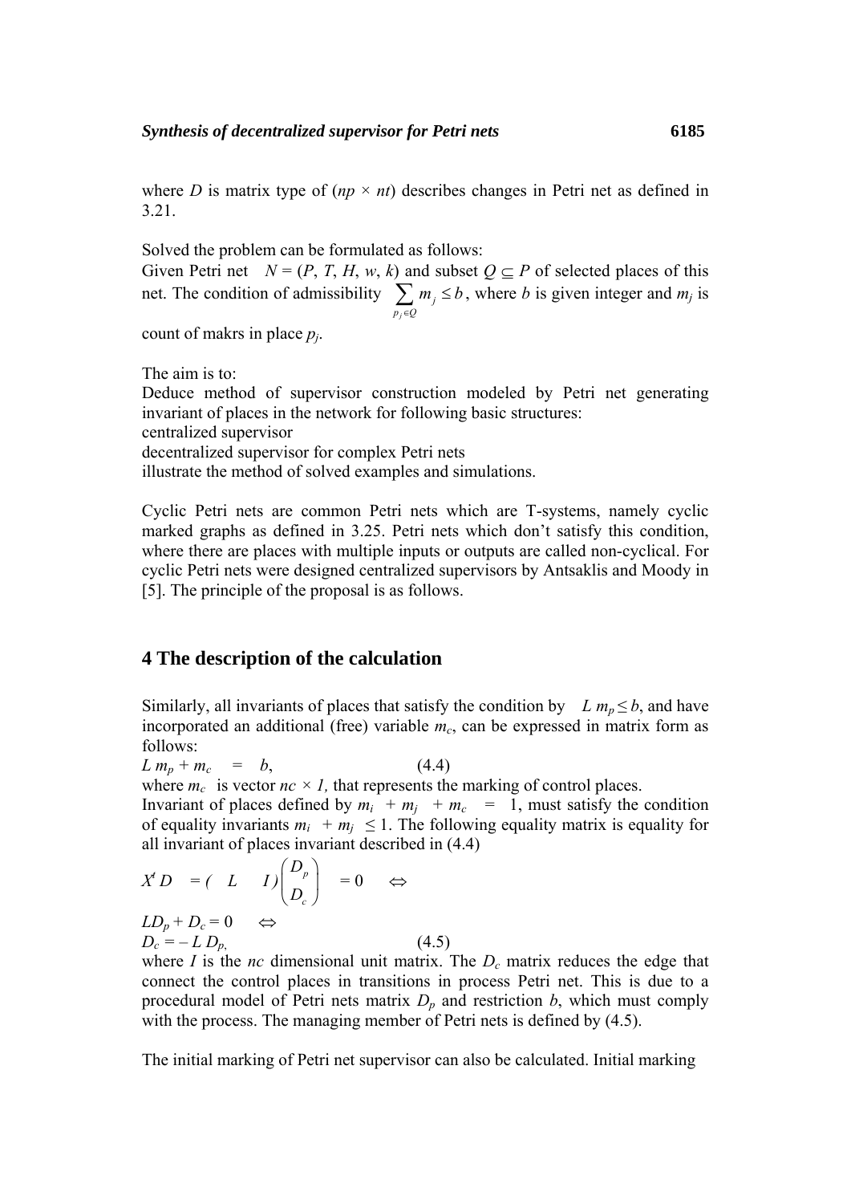where $D$ is matrix type of ($np \times nt$) describes changes in Petri net as defined in 3.21.

Solved the problem can be formulated as follows:
Given Petri net $N = (P, T, H, w, k)$ and subset $Q \subseteq P$ of selected places of this net. The condition of admissibility $\sum_{p_j \in Q} m_j \leq b$, where $b$ is given integer and $m_j$ is count of makrs in place $p_j$.

The aim is to:
Deduce method of supervisor construction modeled by Petri net generating invariant of places in the network for following basic structures:
centralized supervisor
decentralized supervisor for complex Petri nets
illustrate the method of solved examples and simulations.

Cyclic Petri nets are common Petri nets which are T-systems, namely cyclic marked graphs as defined in 3.25. Petri nets which don't satisfy this condition, where there are places with multiple inputs or outputs are called non-cyclical. For cyclic Petri nets were designed centralized supervisors by Antsaklis and Moody in [5]. The principle of the proposal is as follows.

## 4 The description of the calculation

Similarly, all invariants of places that satisfy the condition by $L\, m_p \leq b$, and have incorporated an additional (free) variable $m_c$, can be expressed in matrix form as follows:

$$L\, m_p + m_c = b, \qquad (4.4)$$

where $m_c$ is vector $nc \times 1$, that represents the marking of control places.
Invariant of places defined by $m_i + m_j + m_c = 1$, must satisfy the condition of equality invariants $m_i + m_j \leq 1$. The following equality matrix is equality for all invariant of places invariant described in (4.4)

$$X^t D = \begin{pmatrix} L & I \end{pmatrix} \begin{pmatrix} D_p \\ D_c \end{pmatrix} = 0 \quad \Leftrightarrow$$

$$L D_p + D_c = 0 \quad \Leftrightarrow$$

$$D_c = -L\, D_p, \qquad (4.5)$$

where $I$ is the $nc$ dimensional unit matrix. The $D_c$ matrix reduces the edge that connect the control places in transitions in process Petri net. This is due to a procedural model of Petri nets matrix $D_p$ and restriction $b$, which must comply with the process. The managing member of Petri nets is defined by (4.5).

The initial marking of Petri net supervisor can also be calculated. Initial marking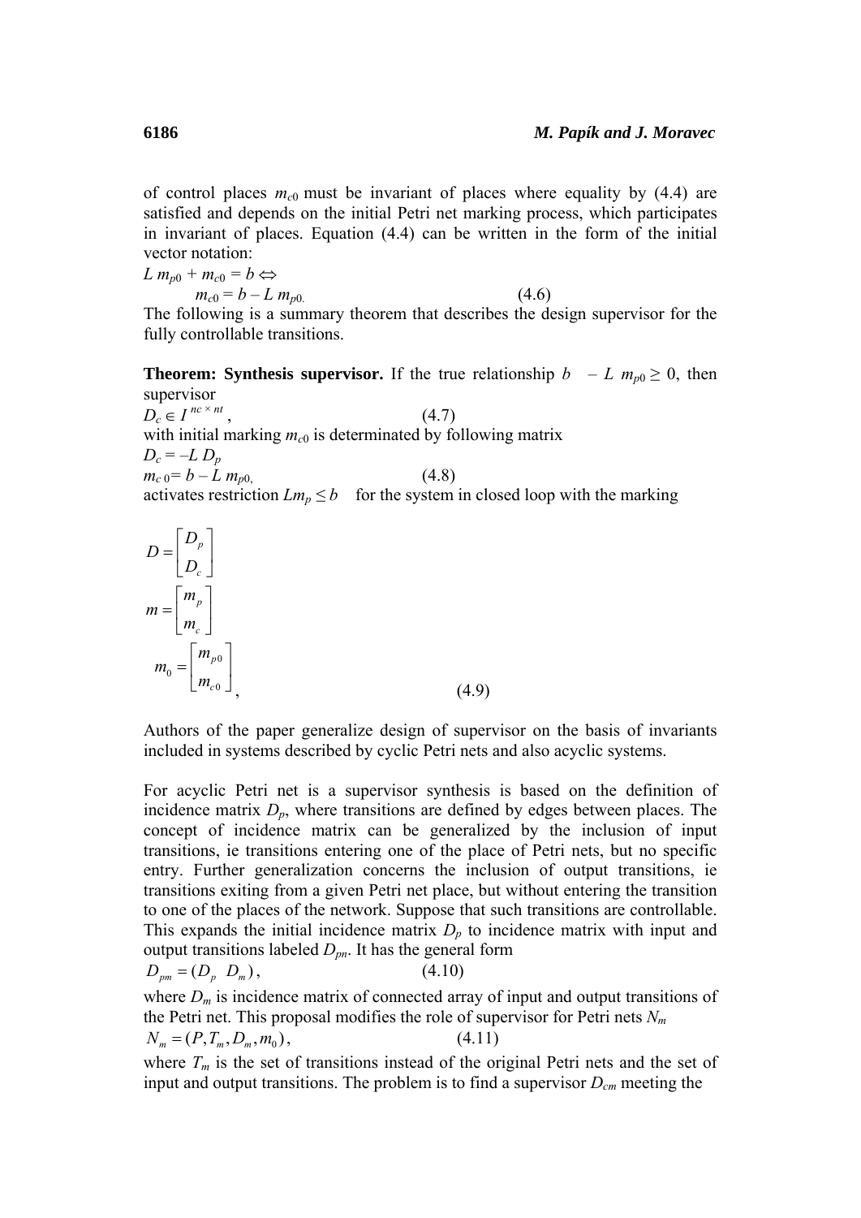of control places $m_{c0}$ must be invariant of places where equality by (4.4) are satisfied and depends on the initial Petri net marking process, which participates in invariant of places. Equation (4.4) can be written in the form of the initial vector notation:

$$L\, m_{p0} + m_{c0} = b \Leftrightarrow$$

$$m_{c0} = b - L\, m_{p0.} \qquad (4.6)$$

The following is a summary theorem that describes the design supervisor for the fully controllable transitions.

**Theorem: Synthesis supervisor.** If the true relationship $b \;\; - L\, m_{p0} \geq 0$, then supervisor

$$D_c \in I^{\,nc \times nt}, \qquad (4.7)$$

with initial marking $m_{c0}$ is determinated by following matrix

$$D_c = -L\, D_p$$

$$m_{c\,0} = b - L\, m_{p0,} \qquad (4.8)$$

activates restriction $Lm_p \leq b$ for the system in closed loop with the marking

$$D = \begin{bmatrix} D_p \\ D_c \end{bmatrix}$$

$$m = \begin{bmatrix} m_p \\ m_c \end{bmatrix}$$

$$m_0 = \begin{bmatrix} m_{p0} \\ m_{c0} \end{bmatrix}, \qquad (4.9)$$

Authors of the paper generalize design of supervisor on the basis of invariants included in systems described by cyclic Petri nets and also acyclic systems.

For acyclic Petri net is a supervisor synthesis is based on the definition of incidence matrix $D_p$, where transitions are defined by edges between places. The concept of incidence matrix can be generalized by the inclusion of input transitions, ie transitions entering one of the place of Petri nets, but no specific entry. Further generalization concerns the inclusion of output transitions, ie transitions exiting from a given Petri net place, but without entering the transition to one of the places of the network. Suppose that such transitions are controllable. This expands the initial incidence matrix $D_p$ to incidence matrix with input and output transitions labeled $D_{pn}$. It has the general form

$$D_{pm} = (D_p \;\; D_m), \qquad (4.10)$$

where $D_m$ is incidence matrix of connected array of input and output transitions of the Petri net. This proposal modifies the role of supervisor for Petri nets $N_m$

$$N_m = (P, T_m, D_m, m_0), \qquad (4.11)$$

where $T_m$ is the set of transitions instead of the original Petri nets and the set of input and output transitions. The problem is to find a supervisor $D_{cm}$ meeting the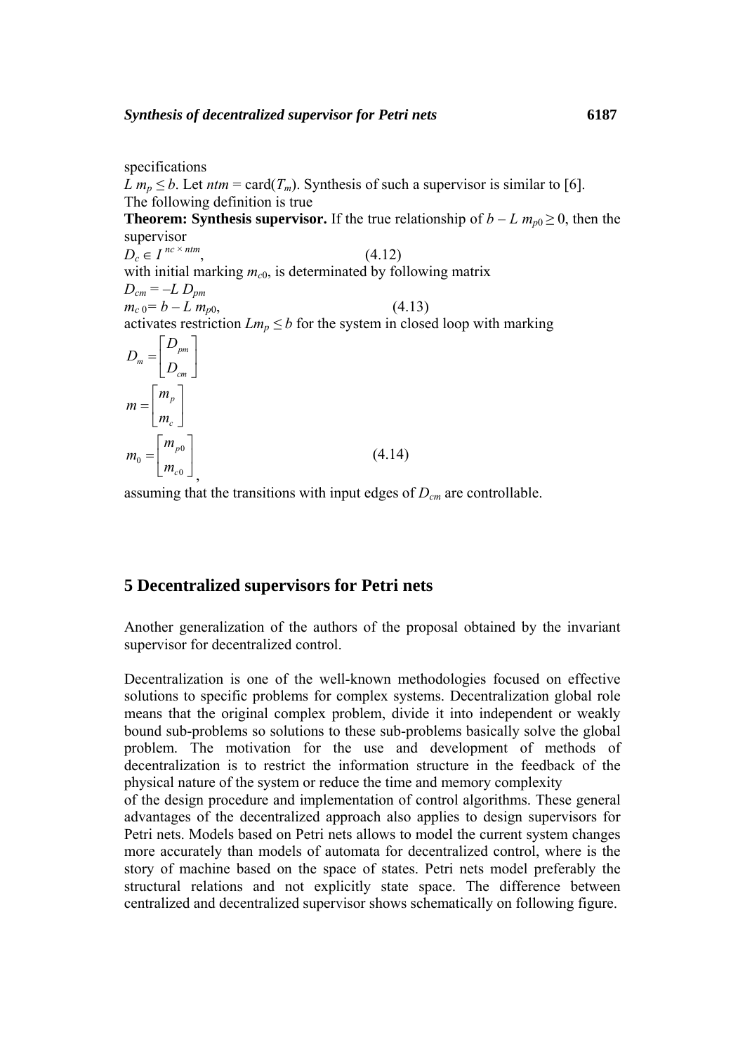specifications

$L\, m_p \leq b$. Let $ntm$ = card($T_m$). Synthesis of such a supervisor is similar to [6].

The following definition is true

**Theorem: Synthesis supervisor.** If the true relationship of $b - L\, m_{p0} \geq 0$, then the supervisor

$$D_c \in I^{\,nc \times ntm}, \tag{4.12}$$

with initial marking $m_{c0}$, is determinated by following matrix

$$D_{cm} = -L\, D_{pm}$$

$$m_{c\,0} = b - L\, m_{p0}, \tag{4.13}$$

activates restriction $Lm_p \leq b$ for the system in closed loop with marking

$$D_m = \begin{bmatrix} D_{pm} \\ D_{cm} \end{bmatrix}$$

$$m = \begin{bmatrix} m_p \\ m_c \end{bmatrix}$$

$$m_0 = \begin{bmatrix} m_{p0} \\ m_{c0} \end{bmatrix}, \tag{4.14}$$

assuming that the transitions with input edges of $D_{cm}$ are controllable.

## 5 Decentralized supervisors for Petri nets

Another generalization of the authors of the proposal obtained by the invariant supervisor for decentralized control.

Decentralization is one of the well-known methodologies focused on effective solutions to specific problems for complex systems. Decentralization global role means that the original complex problem, divide it into independent or weakly bound sub-problems so solutions to these sub-problems basically solve the global problem. The motivation for the use and development of methods of decentralization is to restrict the information structure in the feedback of the physical nature of the system or reduce the time and memory complexity of the design procedure and implementation of control algorithms. These general advantages of the decentralized approach also applies to design supervisors for Petri nets. Models based on Petri nets allows to model the current system changes more accurately than models of automata for decentralized control, where is the story of machine based on the space of states. Petri nets model preferably the structural relations and not explicitly state space. The difference between centralized and decentralized supervisor shows schematically on following figure.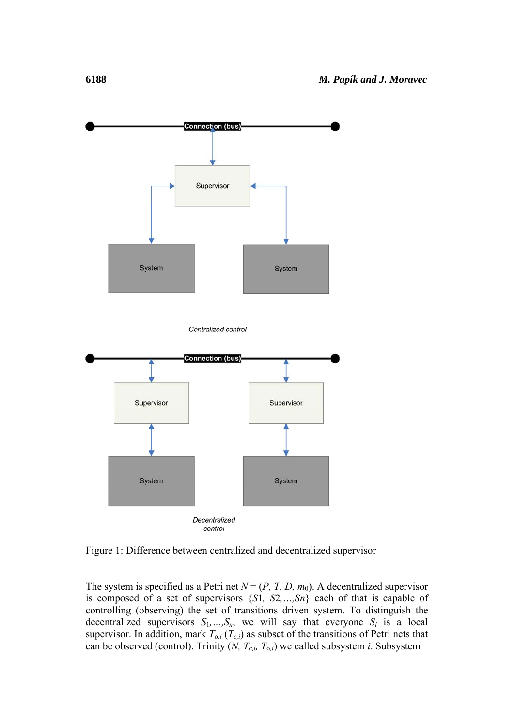Figure 1: Difference between centralized and decentralized supervisor

The system is specified as a Petri net $N = (P, T, D, m_0)$. A decentralized supervisor is composed of a set of supervisors $\{S1, S2,...,Sn\}$ each of that is capable of controlling (observing) the set of transitions driven system. To distinguish the decentralized supervisors $S_1,...,S_n$, we will say that everyone $S_i$ is a local supervisor. In addition, mark $T_{o,i}$ ($T_{c,i}$) as subset of the transitions of Petri nets that can be observed (control). Trinity $(N, T_{c,i}, T_{o,i})$ we called subsystem $i$. Subsystem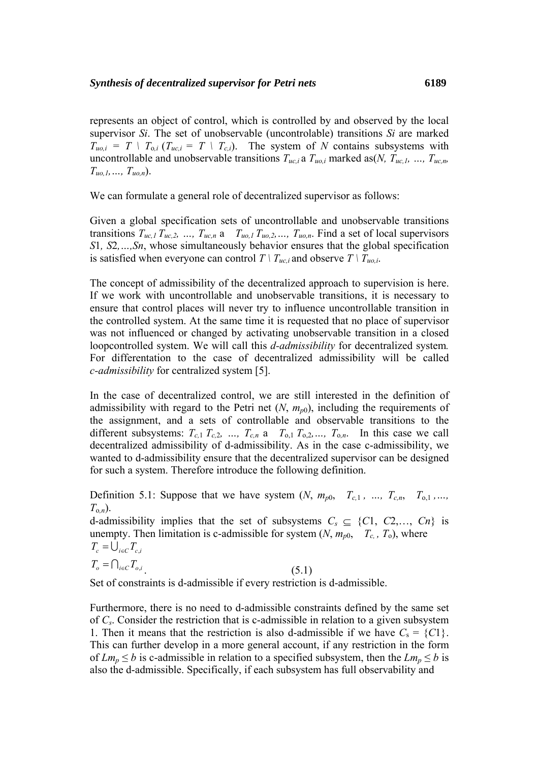represents an object of control, which is controlled by and observed by the local supervisor *Si*. The set of unobservable (uncontrolable) transitions *Si* are marked $T_{uo,i} = T \setminus T_{o,i}$ ($T_{uc,i} = T \setminus T_{c,i}$). The system of *N* contains subsystems with uncontrollable and unobservable transitions $T_{uc,i}$ a $T_{uo,i}$ marked as($N$, $T_{uc,1}$, …, $T_{uc,n}$, $T_{uo,1}$, …, $T_{uo,n}$).

We can formulate a general role of decentralized supervisor as follows:

Given a global specification sets of uncontrollable and unobservable transitions transitions $T_{uc,1}$ $T_{uc,2}$, …, $T_{uc,n}$ a $T_{uo,1}$ $T_{uo,2}$,…, $T_{uo,n}$. Find a set of local supervisors *S*1, *S*2,…,*Sn*, whose simultaneously behavior ensures that the global specification is satisfied when everyone can control $T \setminus T_{uc,i}$ and observe $T \setminus T_{uo,i}$.

The concept of admissibility of the decentralized approach to supervision is here. If we work with uncontrollable and unobservable transitions, it is necessary to ensure that control places will never try to influence uncontrollable transition in the controlled system. At the same time it is requested that no place of supervisor was not influenced or changed by activating unobservable transition in a closed loopcontrolled system. We will call this *d-admissibility* for decentralized system. For differentation to the case of decentralized admissibility will be called *c-admissibility* for centralized system [5].

In the case of decentralized control, we are still interested in the definition of admissibility with regard to the Petri net ($N$, $m_{p0}$), including the requirements of the assignment, and a sets of controllable and observable transitions to the different subsystems: $T_{c,1}$ $T_{c,2}$, …, $T_{c,n}$ a $T_{o,1}$ $T_{o,2}$,…, $T_{o,n}$. In this case we call decentralized admissibility of d-admissibility. As in the case c-admissibility, we wanted to d-admissibility ensure that the decentralized supervisor can be designed for such a system. Therefore introduce the following definition.

Definition 5.1: Suppose that we have system ($N$, $m_{p0}$, $T_{c,1}$, …, $T_{c,n}$, $T_{o,1}$ ,…, $T_{o,n}$).
d-admissibility implies that the set of subsystems $C_s \subseteq \{C1, C2,…, Cn\}$ is unempty. Then limitation is c-admissible for system ($N$, $m_{p0}$, $T_c$, $T_o$), where

$$T_c = \bigcup_{i \in C} T_{c,i}$$

$$T_o = \bigcap_{i \in C} T_{o,i} \qquad (5.1)$$

Set of constraints is d-admissible if every restriction is d-admissible.

Furthermore, there is no need to d-admissible constraints defined by the same set of $C_s$. Consider the restriction that is c-admissible in relation to a given subsystem 1. Then it means that the restriction is also d-admissible if we have $C_s = \{C1\}$. This can further develop in a more general account, if any restriction in the form of $Lm_p \leq b$ is c-admissible in relation to a specified subsystem, then the $Lm_p \leq b$ is also the d-admissible. Specifically, if each subsystem has full observability and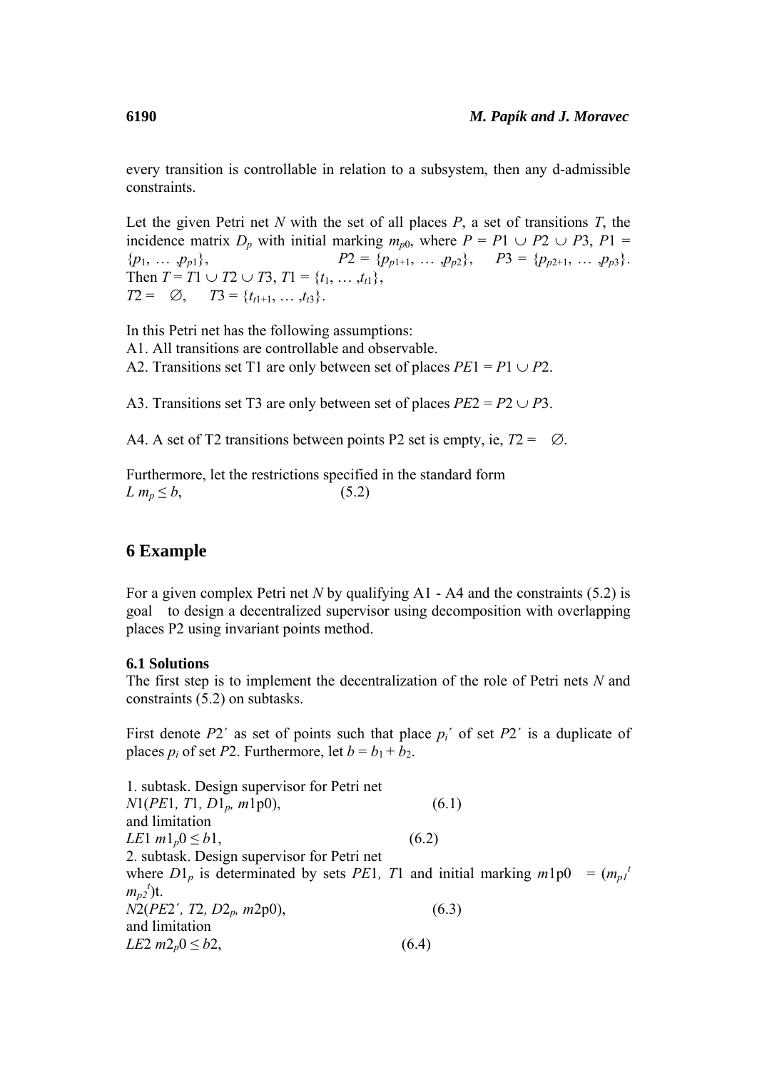every transition is controllable in relation to a subsystem, then any d-admissible constraints.

Let the given Petri net $N$ with the set of all places $P$, a set of transitions $T$, the incidence matrix $D_p$ with initial marking $m_{p0}$, where $P = P1 \cup P2 \cup P3$, $P1 = \{p_1, \dots, p_{p1}\}$, $P2 = \{p_{p1+1}, \dots, p_{p2}\}$, $P3 = \{p_{p2+1}, \dots, p_{p3}\}$. Then $T = T1 \cup T2 \cup T3$, $T1 = \{t_1, \dots, t_{t1}\}$, $T2 = \emptyset$, $T3 = \{t_{t1+1}, \dots, t_{t3}\}$.

In this Petri net has the following assumptions:
A1. All transitions are controllable and observable.
A2. Transitions set T1 are only between set of places $PE1 = P1 \cup P2$.

A3. Transitions set T3 are only between set of places $PE2 = P2 \cup P3$.

A4. A set of T2 transitions between points P2 set is empty, ie, $T2 = \emptyset$.

Furthermore, let the restrictions specified in the standard form

$$L\, m_p \leq b, \qquad (5.2)$$

## 6 Example

For a given complex Petri net $N$ by qualifying A1 - A4 and the constraints (5.2) is goal to design a decentralized supervisor using decomposition with overlapping places P2 using invariant points method.

### 6.1 Solutions

The first step is to implement the decentralization of the role of Petri nets $N$ and constraints (5.2) on subtasks.

First denote $P2'$ as set of points such that place $p_i'$ of set $P2'$ is a duplicate of places $p_i$ of set $P2$. Furthermore, let $b = b_1 + b_2$.

1. subtask. Design supervisor for Petri net

$$N1(PE1,\ T1,\ D1_p,\ m1p0), \qquad (6.1)$$

and limitation

$$LE1\ m1_p0 \leq b1, \qquad (6.2)$$

2. subtask. Design supervisor for Petri net

where $D1_p$ is determinated by sets $PE1$, $T1$ and initial marking $m1p0 = (m_{p1}^t\ m_{p2}^t)$t.

$$N2(PE2',\ T2,\ D2_p,\ m2p0), \qquad (6.3)$$

and limitation

$$LE2\ m2_p0 \leq b2, \qquad (6.4)$$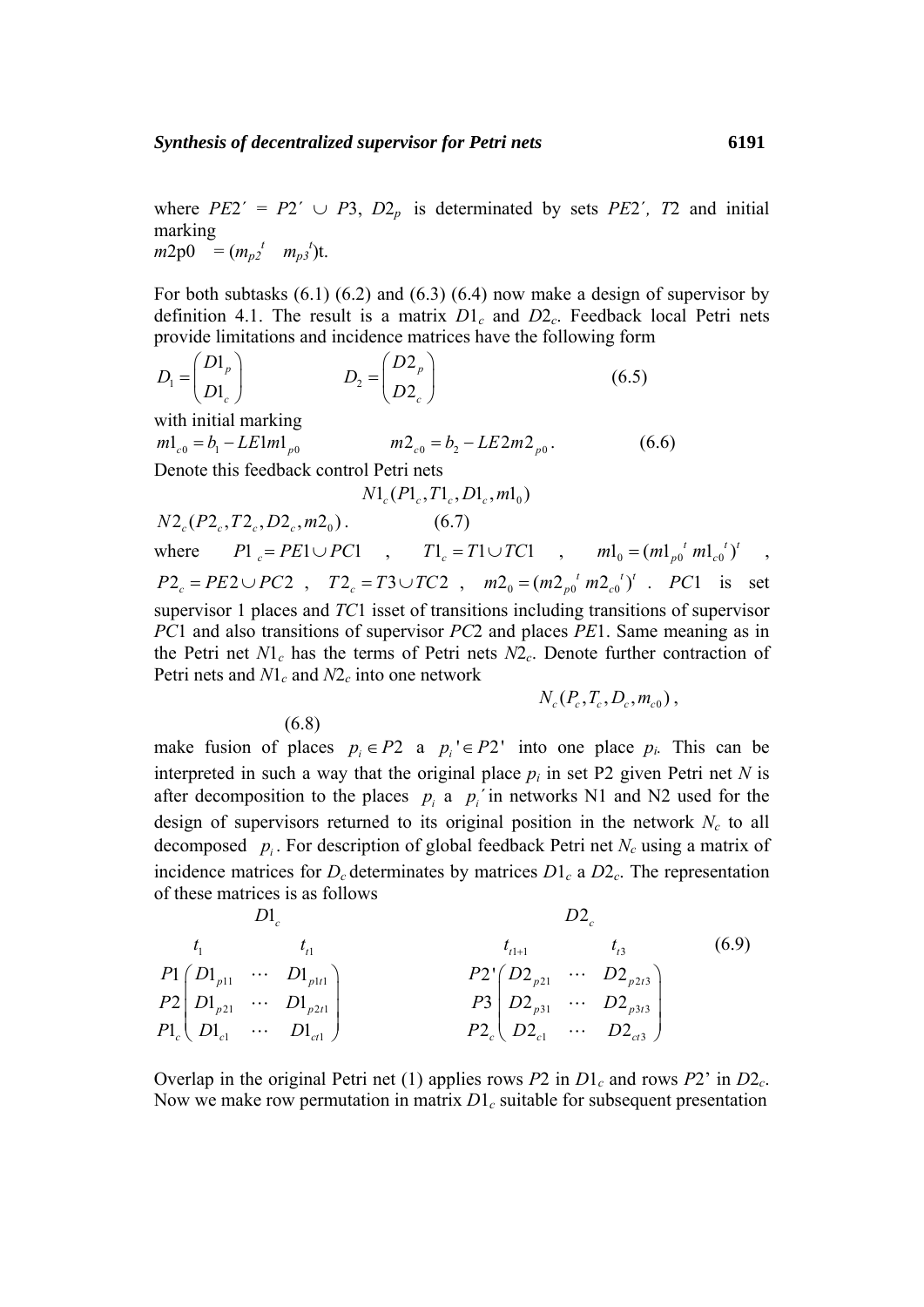where $PE2' = P2' \cup P3$, $D2_p$ is determinated by sets $PE2'$, $T2$ and initial marking
$m2p0 = (m_{p2}^t \quad m_{p3}^t)t$.

For both subtasks (6.1) (6.2) and (6.3) (6.4) now make a design of supervisor by definition 4.1. The result is a matrix $D1_c$ and $D2_c$. Feedback local Petri nets provide limitations and incidence matrices have the following form

$$D_1 = \begin{pmatrix} D1_p \\ D1_c \end{pmatrix} \qquad\qquad D_2 = \begin{pmatrix} D2_p \\ D2_c \end{pmatrix} \tag{6.5}$$

with initial marking

$$m1_{c0} = b_1 - LE1m1_{p0} \qquad\qquad m2_{c0} = b_2 - LE2m2_{p0}\,. \tag{6.6}$$

Denote this feedback control Petri nets

$$N1_c(P1_c, T1_c, D1_c, m1_0)$$

$$N2_c(P2_c, T2_c, D2_c, m2_0)\,. \tag{6.7}$$

where $P1_c = PE1 \cup PC1$, $T1_c = T1 \cup TC1$, $m1_0 = (m1_{p0}{}^t\; m1_{c0}{}^t)^t$, $P2_c = PE2 \cup PC2$, $T2_c = T3 \cup TC2$, $m2_0 = (m2_{p0}{}^t\; m2_{c0}{}^t)^t$. $PC1$ is set supervisor 1 places and $TC1$ isset of transitions including transitions of supervisor $PC1$ and also transitions of supervisor $PC2$ and places $PE1$. Same meaning as in the Petri net $N1_c$ has the terms of Petri nets $N2_c$. Denote further contraction of Petri nets and $N1_c$ and $N2_c$ into one network

$$N_c(P_c, T_c, D_c, m_{c0})\,, \tag{6.8}$$

make fusion of places $p_i \in P2$ a $p_i' \in P2'$ into one place $p_i$. This can be interpreted in such a way that the original place $p_i$ in set P2 given Petri net $N$ is after decomposition to the places $p_i$ a $p_i'$ in networks N1 and N2 used for the design of supervisors returned to its original position in the network $N_c$ to all decomposed $p_i$. For description of global feedback Petri net $N_c$ using a matrix of incidence matrices for $D_c$ determinates by matrices $D1_c$ a $D2_c$. The representation of these matrices is as follows

$$D1_c = \begin{array}{c} \\ P1 \\ P2 \\ P1_c \end{array}\!\!\begin{array}{c} \begin{array}{ccc} t_1 & & t_{t1} \end{array} \\ \begin{pmatrix} D1_{p11} & \cdots & D1_{p1t1} \\ D1_{p21} & \cdots & D1_{p2t1} \\ D1_{c1} & \cdots & D1_{ct1} \end{pmatrix} \end{array} \qquad D2_c = \begin{array}{c} \\ P2' \\ P3 \\ P2_c \end{array}\!\!\begin{array}{c} \begin{array}{ccc} t_{t1+1} & & t_{t3} \end{array} \\ \begin{pmatrix} D2_{p21} & \cdots & D2_{p2t3} \\ D2_{p31} & \cdots & D2_{p3t3} \\ D2_{c1} & \cdots & D2_{ct3} \end{pmatrix} \end{array} \tag{6.9}$$

Overlap in the original Petri net (1) applies rows $P2$ in $D1_c$ and rows $P2'$ in $D2_c$. Now we make row permutation in matrix $D1_c$ suitable for subsequent presentation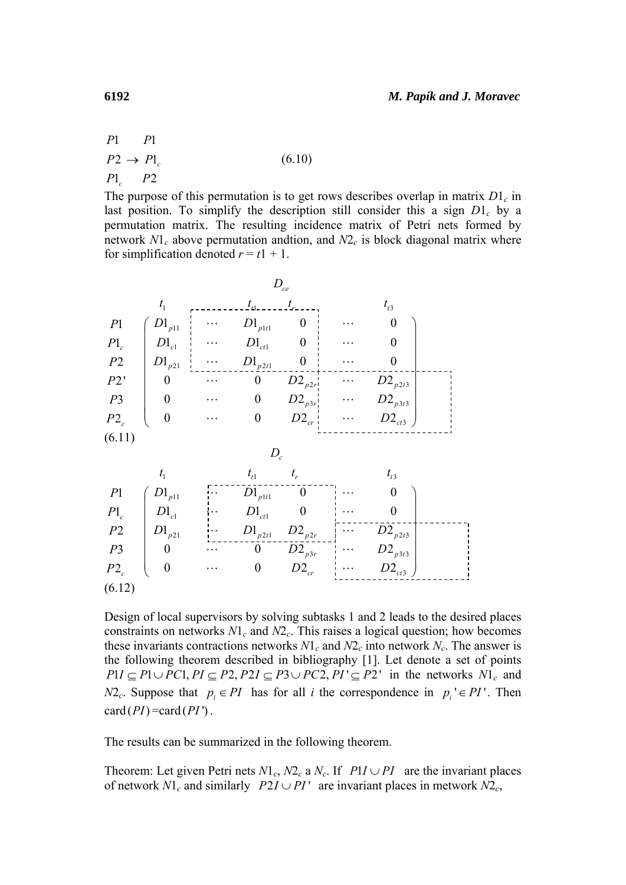$$
\begin{array}{lll}
P1 & & P1 \\
P2 & \rightarrow & P1_c \\
P1_c & & P2
\end{array}
\qquad (6.10)
$$

The purpose of this permutation is to get rows describes overlap in matrix $D1_c$ in last position. To simplify the description still consider this a sign $D1_c$ by a permutation matrix. The resulting incidence matrix of Petri nets formed by network $N1_c$ above permutation andtion, and $N2_c$ is block diagonal matrix where for simplification denoted $r = t1 + 1$.

$$
D_{ce} = \begin{array}{c} \\ P1 \\ P1_c \\ P2 \\ P2' \\ P3 \\ P2_c \end{array}
\begin{array}{c}
\begin{array}{cccccc} t_1 & & t_{t1} & t_r & & t_{t3} \end{array} \\
\begin{pmatrix}
D1_{p11} & \cdots & D1_{p1t1} & 0 & \cdots & 0 \\
D1_{c1} & \cdots & D1_{ct1} & 0 & \cdots & 0 \\
D1_{p21} & \cdots & D1_{p2t1} & 0 & \cdots & 0 \\
0 & \cdots & 0 & D2_{p2r} & \cdots & D2_{p2t3} \\
0 & \cdots & 0 & D2_{p3r} & \cdots & D2_{p3t3} \\
0 & \cdots & 0 & D2_{cr} & \cdots & D2_{ct3}
\end{pmatrix}
\end{array}
$$

(6.11)

$$
D_{c} = \begin{array}{c} \\ P1 \\ P1_c \\ P2 \\ P3 \\ P2_c \end{array}
\begin{array}{c}
\begin{array}{cccccc} t_1 & & t_{t1} & t_r & & t_{t3} \end{array} \\
\begin{pmatrix}
D1_{p11} & \cdots & D1_{p1t1} & 0 & \cdots & 0 \\
D1_{c1} & \cdots & D1_{ct1} & 0 & \cdots & 0 \\
D1_{p21} & \cdots & D1_{p2t1} & D2_{p2r} & \cdots & D2_{p2t3} \\
0 & \cdots & 0 & D2_{p3r} & \cdots & D2_{p3t3} \\
0 & \cdots & 0 & D2_{cr} & \cdots & D2_{ct3}
\end{pmatrix}
\end{array}
$$

(6.12)

Design of local supervisors by solving subtasks 1 and 2 leads to the desired places constraints on networks $N1_c$ and $N2_c$. This raises a logical question; how becomes these invariants contractions networks $N1_c$ and $N2_c$ into network $N_c$. The answer is the following theorem described in bibliography [1]. Let denote a set of points $P1I \subseteq P1 \cup PC1, PI \subseteq P2, P2I \subseteq P3 \cup PC2, PI' \subseteq P2'$ in the networks $N1_c$ and $N2_c$. Suppose that $p_i \in PI$ has for all $i$ the correspondence in $p_i' \in PI'$. Then $\text{card}(PI) = \text{card}(PI')$.

The results can be summarized in the following theorem.

Theorem: Let given Petri nets $N1_c$, $N2_c$ a $N_c$. If $P1I \cup PI$ are the invariant places of network $N1_c$ and similarly $P2I \cup PI'$ are invariant places in metwork $N2_c$,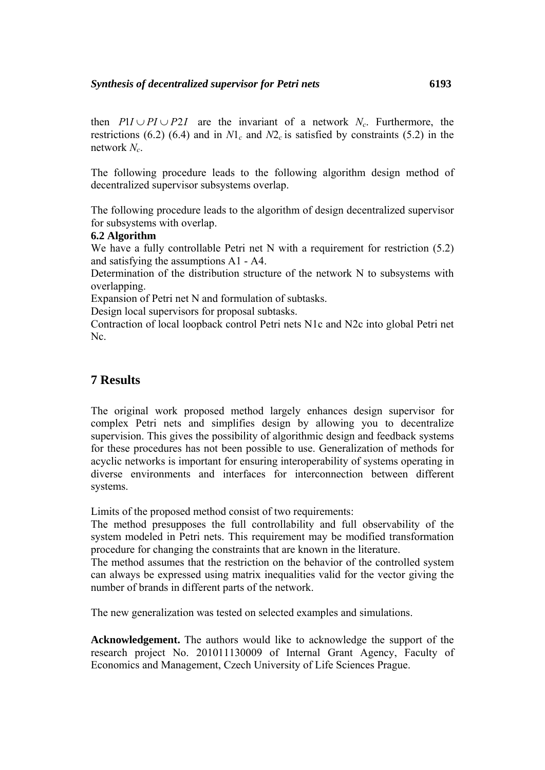then $P1I \cup PI \cup P2I$ are the invariant of a network $N_c$. Furthermore, the restrictions (6.2) (6.4) and in $N1_c$ and $N2_c$ is satisfied by constraints (5.2) in the network $N_c$.

The following procedure leads to the following algorithm design method of decentralized supervisor subsystems overlap.

The following procedure leads to the algorithm of design decentralized supervisor for subsystems with overlap.

**6.2 Algorithm**

We have a fully controllable Petri net N with a requirement for restriction (5.2) and satisfying the assumptions A1 - A4.

Determination of the distribution structure of the network N to subsystems with overlapping.

Expansion of Petri net N and formulation of subtasks.

Design local supervisors for proposal subtasks.

Contraction of local loopback control Petri nets N1c and N2c into global Petri net Nc.

## 7 Results

The original work proposed method largely enhances design supervisor for complex Petri nets and simplifies design by allowing you to decentralize supervision. This gives the possibility of algorithmic design and feedback systems for these procedures has not been possible to use. Generalization of methods for acyclic networks is important for ensuring interoperability of systems operating in diverse environments and interfaces for interconnection between different systems.

Limits of the proposed method consist of two requirements:

The method presupposes the full controllability and full observability of the system modeled in Petri nets. This requirement may be modified transformation procedure for changing the constraints that are known in the literature.

The method assumes that the restriction on the behavior of the controlled system can always be expressed using matrix inequalities valid for the vector giving the number of brands in different parts of the network.

The new generalization was tested on selected examples and simulations.

**Acknowledgement.** The authors would like to acknowledge the support of the research project No. 201011130009 of Internal Grant Agency, Faculty of Economics and Management, Czech University of Life Sciences Prague.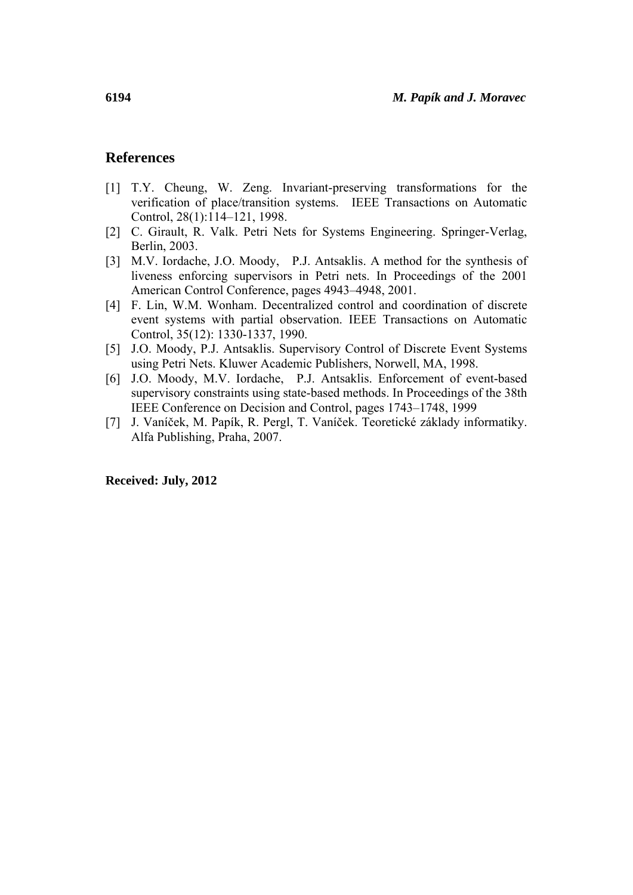## References

[1] T.Y. Cheung, W. Zeng. Invariant-preserving transformations for the verification of place/transition systems. IEEE Transactions on Automatic Control, 28(1):114–121, 1998.

[2] C. Girault, R. Valk. Petri Nets for Systems Engineering. Springer-Verlag, Berlin, 2003.

[3] M.V. Iordache, J.O. Moody, P.J. Antsaklis. A method for the synthesis of liveness enforcing supervisors in Petri nets. In Proceedings of the 2001 American Control Conference, pages 4943–4948, 2001.

[4] F. Lin, W.M. Wonham. Decentralized control and coordination of discrete event systems with partial observation. IEEE Transactions on Automatic Control, 35(12): 1330-1337, 1990.

[5] J.O. Moody, P.J. Antsaklis. Supervisory Control of Discrete Event Systems using Petri Nets. Kluwer Academic Publishers, Norwell, MA, 1998.

[6] J.O. Moody, M.V. Iordache, P.J. Antsaklis. Enforcement of event-based supervisory constraints using state-based methods. In Proceedings of the 38th IEEE Conference on Decision and Control, pages 1743–1748, 1999

[7] J. Vaníček, M. Papík, R. Pergl, T. Vaníček. Teoretické základy informatiky. Alfa Publishing, Praha, 2007.

**Received: July, 2012**